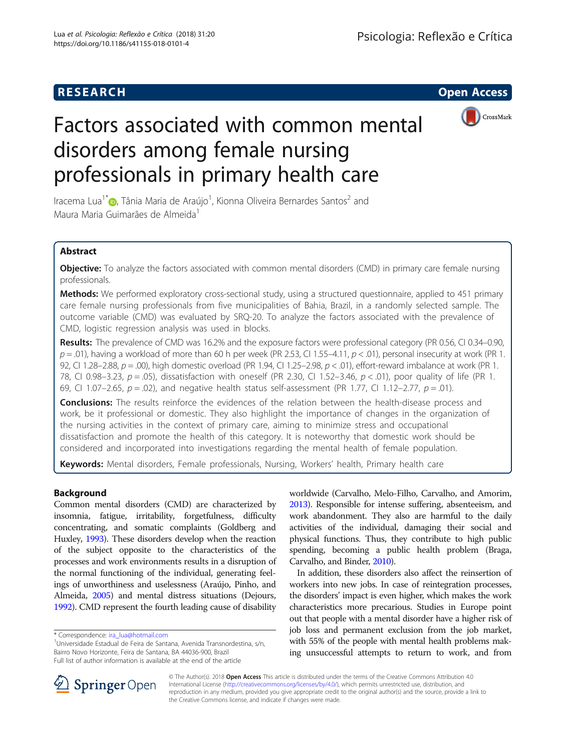RESEARCH Open Access

# Factors associated with common mental disorders among female nursing professionals in primary health care

Iracema Lua[1*], Tânia Maria de Araújo[1], Kionna Oliveira Bernardes Santos[2] and Maura Maria Guimarães de Almeida[1]

## Abstract

**Objective:** To analyze the factors associated with common mental disorders (CMD) in primary care female nursing professionals.

**Methods:** We performed exploratory cross-sectional study, using a structured questionnaire, applied to 451 primary care female nursing professionals from five municipalities of Bahia, Brazil, in a randomly selected sample. The outcome variable (CMD) was evaluated by SRQ-20. To analyze the factors associated with the prevalence of CMD, logistic regression analysis was used in blocks.

**Results:** The prevalence of CMD was 16.2% and the exposure factors were professional category (PR 0.56, CI 0.34–0.90, $p = .01$), having a workload of more than 60 h per week (PR 2.53, CI 1.55–4.11, $p < .01$), personal insecurity at work (PR 1.92, CI 1.28–2.88, $p = .00$), high domestic overload (PR 1.94, CI 1.25–2.98, $p < .01$), effort-reward imbalance at work (PR 1.78, CI 0.98–3.23, $p = .05$), dissatisfaction with oneself (PR 2.30, CI 1.52–3.46, $p < .01$), poor quality of life (PR 1.69, CI 1.07–2.65, $p = .02$), and negative health status self-assessment (PR 1.77, CI 1.12–2.77, $p = .01$).

**Conclusions:** The results reinforce the evidences of the relation between the health-disease process and work, be it professional or domestic. They also highlight the importance of changes in the organization of the nursing activities in the context of primary care, aiming to minimize stress and occupational dissatisfaction and promote the health of this category. It is noteworthy that domestic work should be considered and incorporated into investigations regarding the mental health of female population.

**Keywords:** Mental disorders, Female professionals, Nursing, Workers' health, Primary health care

## Background

Common mental disorders (CMD) are characterized by insomnia, fatigue, irritability, forgetfulness, difficulty concentrating, and somatic complaints (Goldberg and Huxley, 1993). These disorders develop when the reaction of the subject opposite to the characteristics of the processes and work environments results in a disruption of the normal functioning of the individual, generating feelings of unworthiness and uselessness (Araújo, Pinho, and Almeida, 2005) and mental distress situations (Dejours, 1992). CMD represent the fourth leading cause of disability worldwide (Carvalho, Melo-Filho, Carvalho, and Amorim, 2013). Responsible for intense suffering, absenteeism, and work abandonment. They also are harmful to the daily activities of the individual, damaging their social and physical functions. Thus, they contribute to high public spending, becoming a public health problem (Braga, Carvalho, and Binder, 2010).

In addition, these disorders also affect the reinsertion of workers into new jobs. In case of reintegration processes, the disorders' impact is even higher, which makes the work characteristics more precarious. Studies in Europe point out that people with a mental disorder have a higher risk of job loss and permanent exclusion from the job market, with 55% of the people with mental health problems making unsuccessful attempts to return to work, and from

\* Correspondence: ira_lua@hotmail.com
[1]Universidade Estadual de Feira de Santana, Avenida Transnordestina, s/n, Bairro Novo Horizonte, Feira de Santana, BA 44036-900, Brazil
Full list of author information is available at the end of the article

© The Author(s). 2018 **Open Access** This article is distributed under the terms of the Creative Commons Attribution 4.0 International License (http://creativecommons.org/licenses/by/4.0/), which permits unrestricted use, distribution, and reproduction in any medium, provided you give appropriate credit to the original author(s) and the source, provide a link to the Creative Commons license, and indicate if changes were made.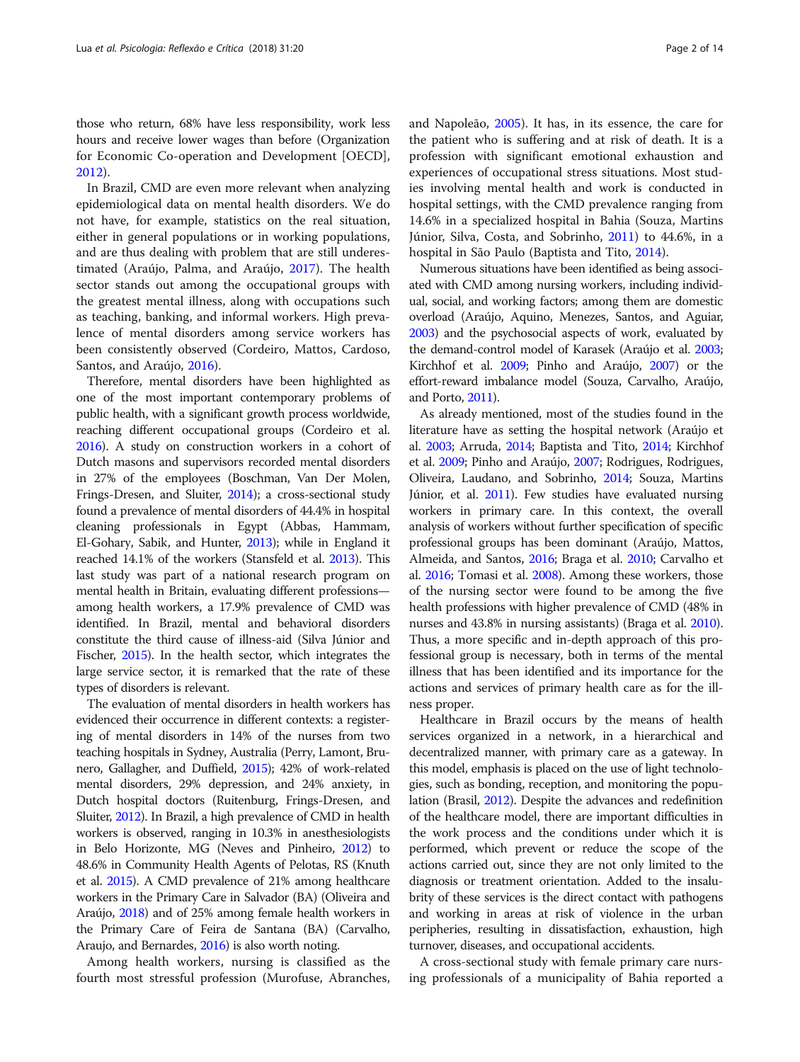those who return, 68% have less responsibility, work less hours and receive lower wages than before (Organization for Economic Co-operation and Development [OECD], 2012).

In Brazil, CMD are even more relevant when analyzing epidemiological data on mental health disorders. We do not have, for example, statistics on the real situation, either in general populations or in working populations, and are thus dealing with problem that are still underestimated (Araújo, Palma, and Araújo, 2017). The health sector stands out among the occupational groups with the greatest mental illness, along with occupations such as teaching, banking, and informal workers. High prevalence of mental disorders among service workers has been consistently observed (Cordeiro, Mattos, Cardoso, Santos, and Araújo, 2016).

Therefore, mental disorders have been highlighted as one of the most important contemporary problems of public health, with a significant growth process worldwide, reaching different occupational groups (Cordeiro et al. 2016). A study on construction workers in a cohort of Dutch masons and supervisors recorded mental disorders in 27% of the employees (Boschman, Van Der Molen, Frings-Dresen, and Sluiter, 2014); a cross-sectional study found a prevalence of mental disorders of 44.4% in hospital cleaning professionals in Egypt (Abbas, Hammam, El-Gohary, Sabik, and Hunter, 2013); while in England it reached 14.1% of the workers (Stansfeld et al. 2013). This last study was part of a national research program on mental health in Britain, evaluating different professions—among health workers, a 17.9% prevalence of CMD was identified. In Brazil, mental and behavioral disorders constitute the third cause of illness-aid (Silva Júnior and Fischer, 2015). In the health sector, which integrates the large service sector, it is remarked that the rate of these types of disorders is relevant.

The evaluation of mental disorders in health workers has evidenced their occurrence in different contexts: a registering of mental disorders in 14% of the nurses from two teaching hospitals in Sydney, Australia (Perry, Lamont, Brunero, Gallagher, and Duffield, 2015); 42% of work-related mental disorders, 29% depression, and 24% anxiety, in Dutch hospital doctors (Ruitenburg, Frings-Dresen, and Sluiter, 2012). In Brazil, a high prevalence of CMD in health workers is observed, ranging in 10.3% in anesthesiologists in Belo Horizonte, MG (Neves and Pinheiro, 2012) to 48.6% in Community Health Agents of Pelotas, RS (Knuth et al. 2015). A CMD prevalence of 21% among healthcare workers in the Primary Care in Salvador (BA) (Oliveira and Araújo, 2018) and of 25% among female health workers in the Primary Care of Feira de Santana (BA) (Carvalho, Araujo, and Bernardes, 2016) is also worth noting.

Among health workers, nursing is classified as the fourth most stressful profession (Murofuse, Abranches, and Napoleão, 2005). It has, in its essence, the care for the patient who is suffering and at risk of death. It is a profession with significant emotional exhaustion and experiences of occupational stress situations. Most studies involving mental health and work is conducted in hospital settings, with the CMD prevalence ranging from 14.6% in a specialized hospital in Bahia (Souza, Martins Júnior, Silva, Costa, and Sobrinho, 2011) to 44.6%, in a hospital in São Paulo (Baptista and Tito, 2014).

Numerous situations have been identified as being associated with CMD among nursing workers, including individual, social, and working factors; among them are domestic overload (Araújo, Aquino, Menezes, Santos, and Aguiar, 2003) and the psychosocial aspects of work, evaluated by the demand-control model of Karasek (Araújo et al. 2003; Kirchhof et al. 2009; Pinho and Araújo, 2007) or the effort-reward imbalance model (Souza, Carvalho, Araújo, and Porto, 2011).

As already mentioned, most of the studies found in the literature have as setting the hospital network (Araújo et al. 2003; Arruda, 2014; Baptista and Tito, 2014; Kirchhof et al. 2009; Pinho and Araújo, 2007; Rodrigues, Rodrigues, Oliveira, Laudano, and Sobrinho, 2014; Souza, Martins Júnior, et al. 2011). Few studies have evaluated nursing workers in primary care. In this context, the overall analysis of workers without further specification of specific professional groups has been dominant (Araújo, Mattos, Almeida, and Santos, 2016; Braga et al. 2010; Carvalho et al. 2016; Tomasi et al. 2008). Among these workers, those of the nursing sector were found to be among the five health professions with higher prevalence of CMD (48% in nurses and 43.8% in nursing assistants) (Braga et al. 2010). Thus, a more specific and in-depth approach of this professional group is necessary, both in terms of the mental illness that has been identified and its importance for the actions and services of primary health care as for the illness proper.

Healthcare in Brazil occurs by the means of health services organized in a network, in a hierarchical and decentralized manner, with primary care as a gateway. In this model, emphasis is placed on the use of light technologies, such as bonding, reception, and monitoring the population (Brasil, 2012). Despite the advances and redefinition of the healthcare model, there are important difficulties in the work process and the conditions under which it is performed, which prevent or reduce the scope of the actions carried out, since they are not only limited to the diagnosis or treatment orientation. Added to the insalubrity of these services is the direct contact with pathogens and working in areas at risk of violence in the urban peripheries, resulting in dissatisfaction, exhaustion, high turnover, diseases, and occupational accidents.

A cross-sectional study with female primary care nursing professionals of a municipality of Bahia reported a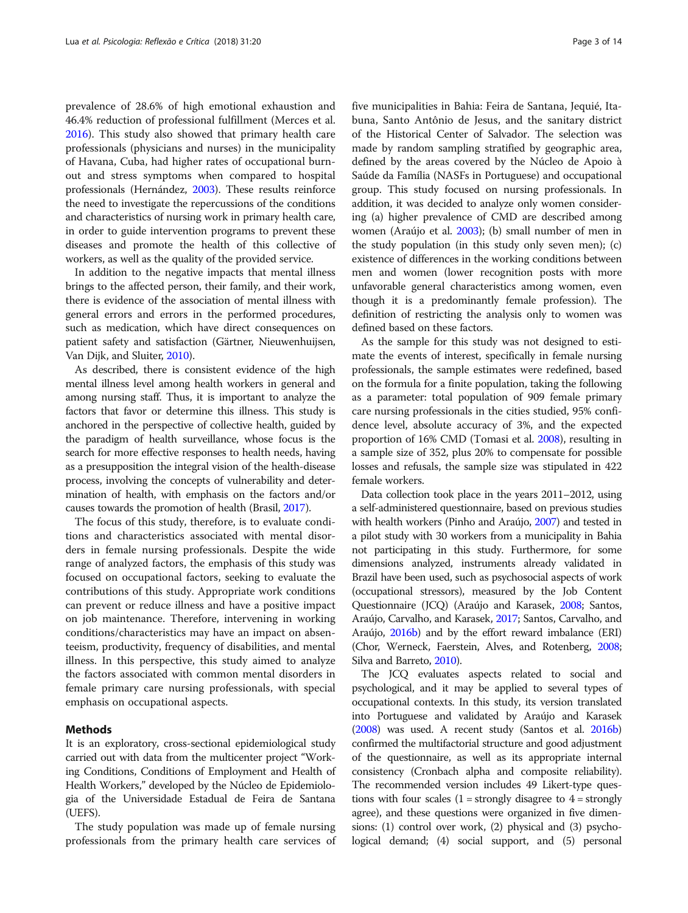prevalence of 28.6% of high emotional exhaustion and 46.4% reduction of professional fulfillment (Merces et al. 2016). This study also showed that primary health care professionals (physicians and nurses) in the municipality of Havana, Cuba, had higher rates of occupational burnout and stress symptoms when compared to hospital professionals (Hernández, 2003). These results reinforce the need to investigate the repercussions of the conditions and characteristics of nursing work in primary health care, in order to guide intervention programs to prevent these diseases and promote the health of this collective of workers, as well as the quality of the provided service.

In addition to the negative impacts that mental illness brings to the affected person, their family, and their work, there is evidence of the association of mental illness with general errors and errors in the performed procedures, such as medication, which have direct consequences on patient safety and satisfaction (Gärtner, Nieuwenhuijsen, Van Dijk, and Sluiter, 2010).

As described, there is consistent evidence of the high mental illness level among health workers in general and among nursing staff. Thus, it is important to analyze the factors that favor or determine this illness. This study is anchored in the perspective of collective health, guided by the paradigm of health surveillance, whose focus is the search for more effective responses to health needs, having as a presupposition the integral vision of the health-disease process, involving the concepts of vulnerability and determination of health, with emphasis on the factors and/or causes towards the promotion of health (Brasil, 2017).

The focus of this study, therefore, is to evaluate conditions and characteristics associated with mental disorders in female nursing professionals. Despite the wide range of analyzed factors, the emphasis of this study was focused on occupational factors, seeking to evaluate the contributions of this study. Appropriate work conditions can prevent or reduce illness and have a positive impact on job maintenance. Therefore, intervening in working conditions/characteristics may have an impact on absenteeism, productivity, frequency of disabilities, and mental illness. In this perspective, this study aimed to analyze the factors associated with common mental disorders in female primary care nursing professionals, with special emphasis on occupational aspects.

## Methods

It is an exploratory, cross-sectional epidemiological study carried out with data from the multicenter project "Working Conditions, Conditions of Employment and Health of Health Workers," developed by the Núcleo de Epidemiologia of the Universidade Estadual de Feira de Santana (UEFS).

The study population was made up of female nursing professionals from the primary health care services of five municipalities in Bahia: Feira de Santana, Jequié, Itabuna, Santo Antônio de Jesus, and the sanitary district of the Historical Center of Salvador. The selection was made by random sampling stratified by geographic area, defined by the areas covered by the Núcleo de Apoio à Saúde da Família (NASFs in Portuguese) and occupational group. This study focused on nursing professionals. In addition, it was decided to analyze only women considering (a) higher prevalence of CMD are described among women (Araújo et al. 2003); (b) small number of men in the study population (in this study only seven men); (c) existence of differences in the working conditions between men and women (lower recognition posts with more unfavorable general characteristics among women, even though it is a predominantly female profession). The definition of restricting the analysis only to women was defined based on these factors.

As the sample for this study was not designed to estimate the events of interest, specifically in female nursing professionals, the sample estimates were redefined, based on the formula for a finite population, taking the following as a parameter: total population of 909 female primary care nursing professionals in the cities studied, 95% confidence level, absolute accuracy of 3%, and the expected proportion of 16% CMD (Tomasi et al. 2008), resulting in a sample size of 352, plus 20% to compensate for possible losses and refusals, the sample size was stipulated in 422 female workers.

Data collection took place in the years 2011–2012, using a self-administered questionnaire, based on previous studies with health workers (Pinho and Araújo, 2007) and tested in a pilot study with 30 workers from a municipality in Bahia not participating in this study. Furthermore, for some dimensions analyzed, instruments already validated in Brazil have been used, such as psychosocial aspects of work (occupational stressors), measured by the Job Content Questionnaire (JCQ) (Araújo and Karasek, 2008; Santos, Araújo, Carvalho, and Karasek, 2017; Santos, Carvalho, and Araújo, 2016b) and by the effort reward imbalance (ERI) (Chor, Werneck, Faerstein, Alves, and Rotenberg, 2008; Silva and Barreto, 2010).

The JCQ evaluates aspects related to social and psychological, and it may be applied to several types of occupational contexts. In this study, its version translated into Portuguese and validated by Araújo and Karasek (2008) was used. A recent study (Santos et al. 2016b) confirmed the multifactorial structure and good adjustment of the questionnaire, as well as its appropriate internal consistency (Cronbach alpha and composite reliability). The recommended version includes 49 Likert-type questions with four scales (1 = strongly disagree to 4 = strongly agree), and these questions were organized in five dimensions: (1) control over work, (2) physical and (3) psychological demand; (4) social support, and (5) personal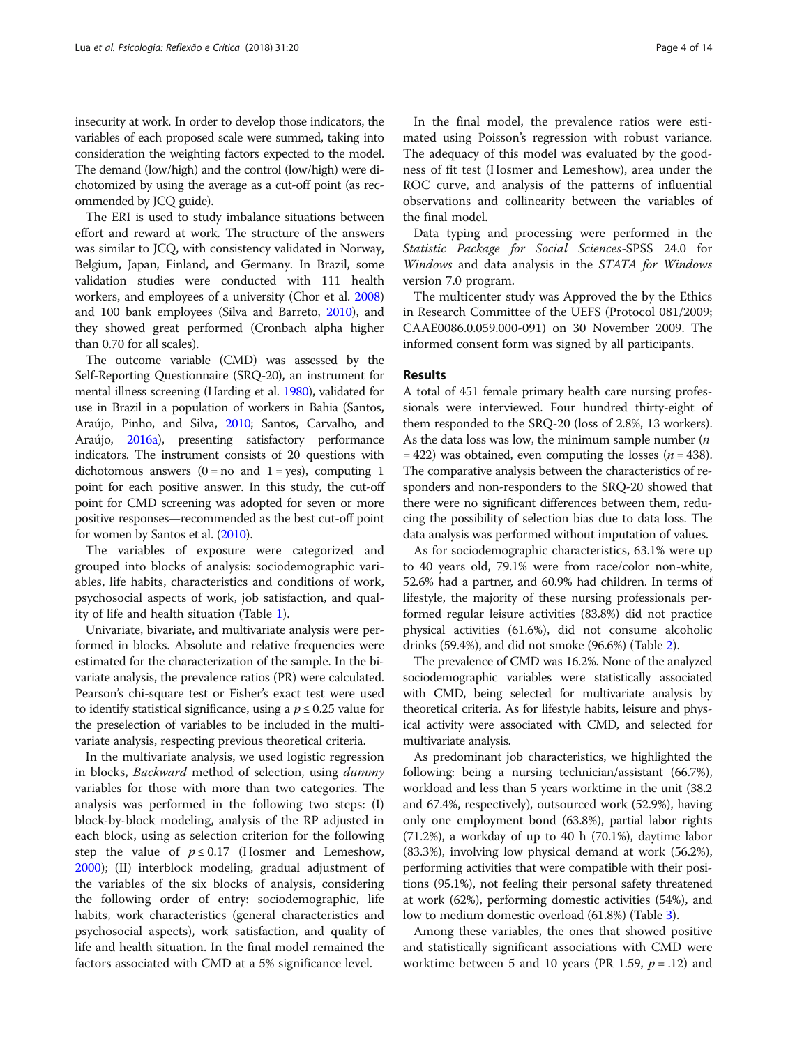insecurity at work. In order to develop those indicators, the variables of each proposed scale were summed, taking into consideration the weighting factors expected to the model. The demand (low/high) and the control (low/high) were dichotomized by using the average as a cut-off point (as recommended by JCQ guide).

The ERI is used to study imbalance situations between effort and reward at work. The structure of the answers was similar to JCQ, with consistency validated in Norway, Belgium, Japan, Finland, and Germany. In Brazil, some validation studies were conducted with 111 health workers, and employees of a university (Chor et al. 2008) and 100 bank employees (Silva and Barreto, 2010), and they showed great performed (Cronbach alpha higher than 0.70 for all scales).

The outcome variable (CMD) was assessed by the Self-Reporting Questionnaire (SRQ-20), an instrument for mental illness screening (Harding et al. 1980), validated for use in Brazil in a population of workers in Bahia (Santos, Araújo, Pinho, and Silva, 2010; Santos, Carvalho, and Araújo, 2016a), presenting satisfactory performance indicators. The instrument consists of 20 questions with dichotomous answers (0 = no and 1 = yes), computing 1 point for each positive answer. In this study, the cut-off point for CMD screening was adopted for seven or more positive responses—recommended as the best cut-off point for women by Santos et al. (2010).

The variables of exposure were categorized and grouped into blocks of analysis: sociodemographic variables, life habits, characteristics and conditions of work, psychosocial aspects of work, job satisfaction, and quality of life and health situation (Table 1).

Univariate, bivariate, and multivariate analysis were performed in blocks. Absolute and relative frequencies were estimated for the characterization of the sample. In the bivariate analysis, the prevalence ratios (PR) were calculated. Pearson's chi-square test or Fisher's exact test were used to identify statistical significance, using a $p \leq 0.25$ value for the preselection of variables to be included in the multivariate analysis, respecting previous theoretical criteria.

In the multivariate analysis, we used logistic regression in blocks, *Backward* method of selection, using *dummy* variables for those with more than two categories. The analysis was performed in the following two steps: (I) block-by-block modeling, analysis of the RP adjusted in each block, using as selection criterion for the following step the value of $p \leq 0.17$ (Hosmer and Lemeshow, 2000); (II) interblock modeling, gradual adjustment of the variables of the six blocks of analysis, considering the following order of entry: sociodemographic, life habits, work characteristics (general characteristics and psychosocial aspects), work satisfaction, and quality of life and health situation. In the final model remained the factors associated with CMD at a 5% significance level.

In the final model, the prevalence ratios were estimated using Poisson's regression with robust variance. The adequacy of this model was evaluated by the goodness of fit test (Hosmer and Lemeshow), area under the ROC curve, and analysis of the patterns of influential observations and collinearity between the variables of the final model.

Data typing and processing were performed in the *Statistic Package for Social Sciences*-SPSS 24.0 for *Windows* and data analysis in the *STATA for Windows* version 7.0 program.

The multicenter study was Approved the by the Ethics in Research Committee of the UEFS (Protocol 081/2009; CAAE0086.0.059.000-091) on 30 November 2009. The informed consent form was signed by all participants.

## Results

A total of 451 female primary health care nursing professionals were interviewed. Four hundred thirty-eight of them responded to the SRQ-20 (loss of 2.8%, 13 workers). As the data loss was low, the minimum sample number ($n = 422$) was obtained, even computing the losses ($n = 438$). The comparative analysis between the characteristics of responders and non-responders to the SRQ-20 showed that there were no significant differences between them, reducing the possibility of selection bias due to data loss. The data analysis was performed without imputation of values.

As for sociodemographic characteristics, 63.1% were up to 40 years old, 79.1% were from race/color non-white, 52.6% had a partner, and 60.9% had children. In terms of lifestyle, the majority of these nursing professionals performed regular leisure activities (83.8%) did not practice physical activities (61.6%), did not consume alcoholic drinks (59.4%), and did not smoke (96.6%) (Table 2).

The prevalence of CMD was 16.2%. None of the analyzed sociodemographic variables were statistically associated with CMD, being selected for multivariate analysis by theoretical criteria. As for lifestyle habits, leisure and physical activity were associated with CMD, and selected for multivariate analysis.

As predominant job characteristics, we highlighted the following: being a nursing technician/assistant (66.7%), workload and less than 5 years worktime in the unit (38.2 and 67.4%, respectively), outsourced work (52.9%), having only one employment bond (63.8%), partial labor rights (71.2%), a workday of up to 40 h (70.1%), daytime labor (83.3%), involving low physical demand at work (56.2%), performing activities that were compatible with their positions (95.1%), not feeling their personal safety threatened at work (62%), performing domestic activities (54%), and low to medium domestic overload (61.8%) (Table 3).

Among these variables, the ones that showed positive and statistically significant associations with CMD were worktime between 5 and 10 years (PR 1.59, $p = .12$) and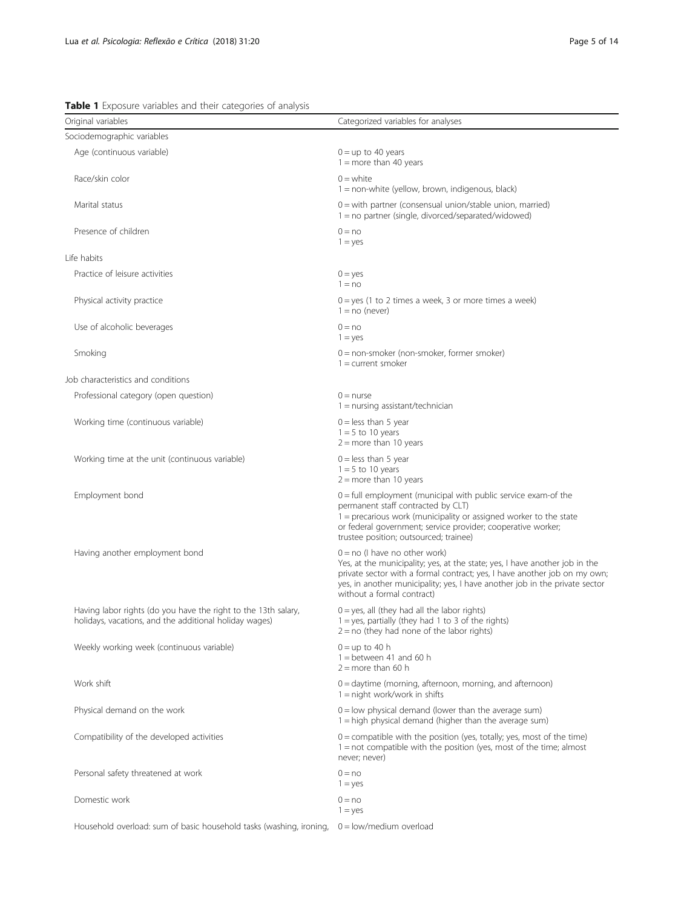**Table 1** Exposure variables and their categories of analysis

| Original variables | Categorized variables for analyses |
|---|---|
| Sociodemographic variables | |
| Age (continuous variable) | 0 = up to 40 years<br>1 = more than 40 years |
| Race/skin color | 0 = white<br>1 = non-white (yellow, brown, indigenous, black) |
| Marital status | 0 = with partner (consensual union/stable union, married)<br>1 = no partner (single, divorced/separated/widowed) |
| Presence of children | 0 = no<br>1 = yes |
| Life habits | |
| Practice of leisure activities | 0 = yes<br>1 = no |
| Physical activity practice | 0 = yes (1 to 2 times a week, 3 or more times a week)<br>1 = no (never) |
| Use of alcoholic beverages | 0 = no<br>1 = yes |
| Smoking | 0 = non-smoker (non-smoker, former smoker)<br>1 = current smoker |
| Job characteristics and conditions | |
| Professional category (open question) | 0 = nurse<br>1 = nursing assistant/technician |
| Working time (continuous variable) | 0 = less than 5 year<br>1 = 5 to 10 years<br>2 = more than 10 years |
| Working time at the unit (continuous variable) | 0 = less than 5 year<br>1 = 5 to 10 years<br>2 = more than 10 years |
| Employment bond | 0 = full employment (municipal with public service exam-of the permanent staff contracted by CLT)<br>1 = precarious work (municipality or assigned worker to the state or federal government; service provider; cooperative worker; trustee position; outsourced; trainee) |
| Having another employment bond | 0 = no (I have no other work)<br>Yes, at the municipality; yes, at the state; yes, I have another job in the private sector with a formal contract; yes, I have another job on my own; yes, in another municipality; yes, I have another job in the private sector without a formal contract) |
| Having labor rights (do you have the right to the 13th salary, holidays, vacations, and the additional holiday wages) | 0 = yes, all (they had all the labor rights)<br>1 = yes, partially (they had 1 to 3 of the rights)<br>2 = no (they had none of the labor rights) |
| Weekly working week (continuous variable) | 0 = up to 40 h<br>1 = between 41 and 60 h<br>2 = more than 60 h |
| Work shift | 0 = daytime (morning, afternoon, morning, and afternoon)<br>1 = night work/work in shifts |
| Physical demand on the work | 0 = low physical demand (lower than the average sum)<br>1 = high physical demand (higher than the average sum) |
| Compatibility of the developed activities | 0 = compatible with the position (yes, totally; yes, most of the time)<br>1 = not compatible with the position (yes, most of the time; almost never; never) |
| Personal safety threatened at work | 0 = no<br>1 = yes |
| Domestic work | 0 = no<br>1 = yes |
| Household overload: sum of basic household tasks (washing, ironing, | 0 = low/medium overload |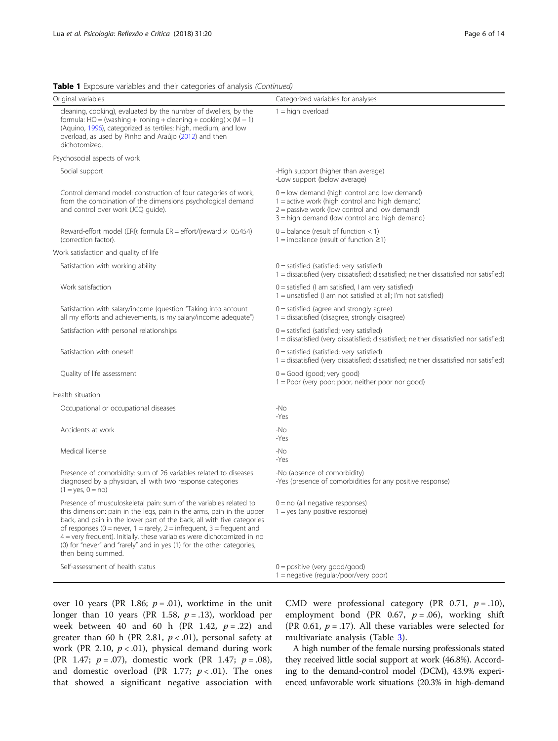**Table 1** Exposure variables and their categories of analysis *(Continued)*

| Original variables | Categorized variables for analyses |
|---|---|
| cleaning, cooking), evaluated by the number of dwellers, by the formula: HO = (washing + ironing + cleaning + cooking) × (M − 1) (Aquino, 1996), categorized as tertiles: high, medium, and low overload, as used by Pinho and Araújo (2012) and then dichotomized. | 1 = high overload |
| Psychosocial aspects of work | |
| Social support | -High support (higher than average)<br>-Low support (below average) |
| Control demand model: construction of four categories of work, from the combination of the dimensions psychological demand and control over work (JCQ guide). | 0 = low demand (high control and low demand)<br>1 = active work (high control and high demand)<br>2 = passive work (low control and low demand)<br>3 = high demand (low control and high demand) |
| Reward-effort model (ERI): formula ER = effort/(reward × 0.5454) (correction factor). | 0 = balance (result of function < 1)<br>1 = imbalance (result of function ≥1) |
| Work satisfaction and quality of life | |
| Satisfaction with working ability | 0 = satisfied (satisfied; very satisfied)<br>1 = dissatisfied (very dissatisfied; dissatisfied; neither dissatisfied nor satisfied) |
| Work satisfaction | 0 = satisfied (I am satisfied, I am very satisfied)<br>1 = unsatisfied (I am not satisfied at all; I'm not satisfied) |
| Satisfaction with salary/income (question "Taking into account all my efforts and achievements, is my salary/income adequate") | 0 = satisfied (agree and strongly agree)<br>1 = dissatisfied (disagree, strongly disagree) |
| Satisfaction with personal relationships | 0 = satisfied (satisfied; very satisfied)<br>1 = dissatisfied (very dissatisfied; dissatisfied; neither dissatisfied nor satisfied) |
| Satisfaction with oneself | 0 = satisfied (satisfied; very satisfied)<br>1 = dissatisfied (very dissatisfied; dissatisfied; neither dissatisfied nor satisfied) |
| Quality of life assessment | 0 = Good (good; very good)<br>1 = Poor (very poor; poor, neither poor nor good) |
| Health situation | |
| Occupational or occupational diseases | -No<br>-Yes |
| Accidents at work | -No<br>-Yes |
| Medical license | -No<br>-Yes |
| Presence of comorbidity: sum of 26 variables related to diseases diagnosed by a physician, all with two response categories (1 = yes, 0 = no) | -No (absence of comorbidity)<br>-Yes (presence of comorbidities for any positive response) |
| Presence of musculoskeletal pain: sum of the variables related to this dimension: pain in the legs, pain in the arms, pain in the upper back, and pain in the lower part of the back, all with five categories of responses (0 = never, 1 = rarely, 2 = infrequent, 3 = frequent and 4 = very frequent). Initially, these variables were dichotomized in no (0) for "never" and "rarely" and in yes (1) for the other categories, then being summed. | 0 = no (all negative responses)<br>1 = yes (any positive response) |
| Self-assessment of health status | 0 = positive (very good/good)<br>1 = negative (regular/poor/very poor) |

over 10 years (PR 1.86; $p = .01$), worktime in the unit longer than 10 years (PR 1.58, $p = .13$), workload per week between 40 and 60 h (PR 1.42, $p = .22$) and greater than 60 h (PR 2.81, $p < .01$), personal safety at work (PR 2.10, $p < .01$), physical demand during work (PR 1.47; $p = .07$), domestic work (PR 1.47; $p = .08$), and domestic overload (PR 1.77; $p < .01$). The ones that showed a significant negative association with CMD were professional category (PR 0.71, $p = .10$), employment bond (PR 0.67, $p = .06$), working shift (PR 0.61, $p = .17$). All these variables were selected for multivariate analysis (Table 3).

A high number of the female nursing professionals stated they received little social support at work (46.8%). According to the demand-control model (DCM), 43.9% experienced unfavorable work situations (20.3% in high-demand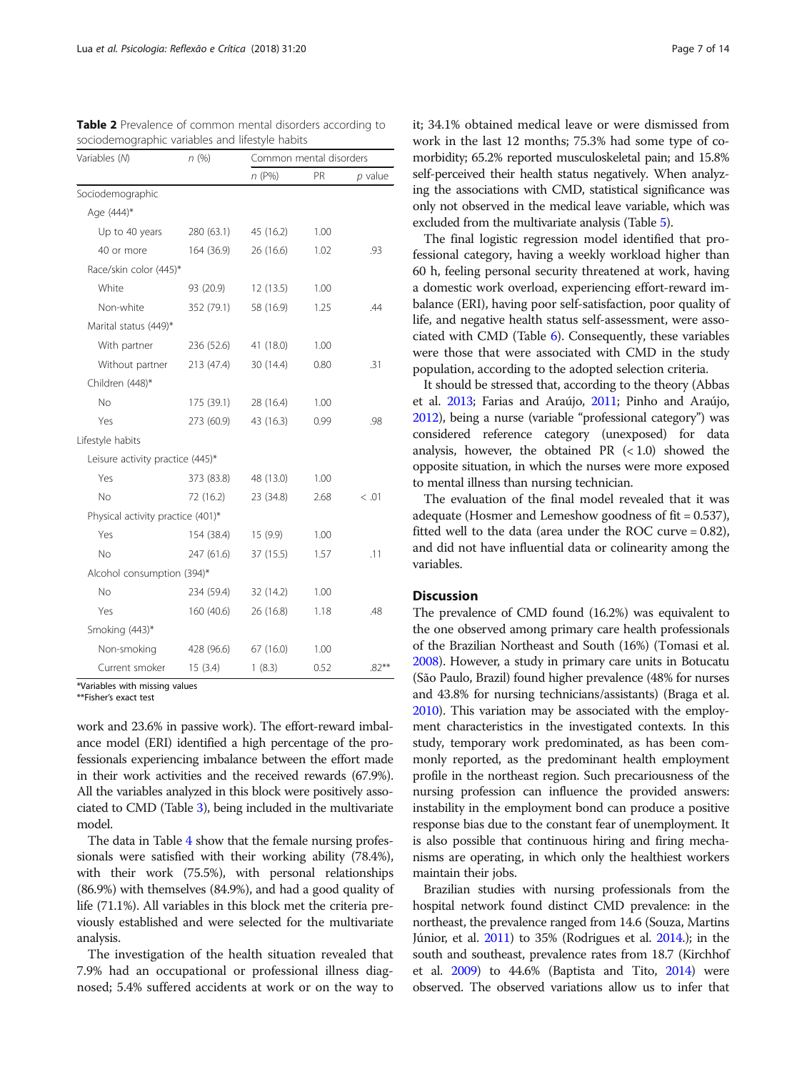**Table 2** Prevalence of common mental disorders according to sociodemographic variables and lifestyle habits

| Variables (*N*) | *n* (%) | Common mental disorders | | |
|---|---|---|---|---|
| | | *n* (P%) | PR | *p* value |
| Sociodemographic | | | | |
| Age (444)* | | | | |
| Up to 40 years | 280 (63.1) | 45 (16.2) | 1.00 | |
| 40 or more | 164 (36.9) | 26 (16.6) | 1.02 | .93 |
| Race/skin color (445)* | | | | |
| White | 93 (20.9) | 12 (13.5) | 1.00 | |
| Non-white | 352 (79.1) | 58 (16.9) | 1.25 | .44 |
| Marital status (449)* | | | | |
| With partner | 236 (52.6) | 41 (18.0) | 1.00 | |
| Without partner | 213 (47.4) | 30 (14.4) | 0.80 | .31 |
| Children (448)* | | | | |
| No | 175 (39.1) | 28 (16.4) | 1.00 | |
| Yes | 273 (60.9) | 43 (16.3) | 0.99 | .98 |
| Lifestyle habits | | | | |
| Leisure activity practice (445)* | | | | |
| Yes | 373 (83.8) | 48 (13.0) | 1.00 | |
| No | 72 (16.2) | 23 (34.8) | 2.68 | < .01 |
| Physical activity practice (401)* | | | | |
| Yes | 154 (38.4) | 15 (9.9) | 1.00 | |
| No | 247 (61.6) | 37 (15.5) | 1.57 | .11 |
| Alcohol consumption (394)* | | | | |
| No | 234 (59.4) | 32 (14.2) | 1.00 | |
| Yes | 160 (40.6) | 26 (16.8) | 1.18 | .48 |
| Smoking (443)* | | | | |
| Non-smoking | 428 (96.6) | 67 (16.0) | 1.00 | |
| Current smoker | 15 (3.4) | 1 (8.3) | 0.52 | .82** |

*Variables with missing values
**Fisher's exact test

work and 23.6% in passive work). The effort-reward imbalance model (ERI) identified a high percentage of the professionals experiencing imbalance between the effort made in their work activities and the received rewards (67.9%). All the variables analyzed in this block were positively associated to CMD (Table 3), being included in the multivariate model.

The data in Table 4 show that the female nursing professionals were satisfied with their working ability (78.4%), with their work (75.5%), with personal relationships (86.9%) with themselves (84.9%), and had a good quality of life (71.1%). All variables in this block met the criteria previously established and were selected for the multivariate analysis.

The investigation of the health situation revealed that 7.9% had an occupational or professional illness diagnosed; 5.4% suffered accidents at work or on the way to it; 34.1% obtained medical leave or were dismissed from work in the last 12 months; 75.3% had some type of comorbidity; 65.2% reported musculoskeletal pain; and 15.8% self-perceived their health status negatively. When analyzing the associations with CMD, statistical significance was only not observed in the medical leave variable, which was excluded from the multivariate analysis (Table 5).

The final logistic regression model identified that professional category, having a weekly workload higher than 60 h, feeling personal security threatened at work, having a domestic work overload, experiencing effort-reward imbalance (ERI), having poor self-satisfaction, poor quality of life, and negative health status self-assessment, were associated with CMD (Table 6). Consequently, these variables were those that were associated with CMD in the study population, according to the adopted selection criteria.

It should be stressed that, according to the theory (Abbas et al. 2013; Farias and Araújo, 2011; Pinho and Araújo, 2012), being a nurse (variable "professional category") was considered reference category (unexposed) for data analysis, however, the obtained PR (< 1.0) showed the opposite situation, in which the nurses were more exposed to mental illness than nursing technician.

The evaluation of the final model revealed that it was adequate (Hosmer and Lemeshow goodness of fit = 0.537), fitted well to the data (area under the ROC curve = 0.82), and did not have influential data or colinearity among the variables.

## Discussion

The prevalence of CMD found (16.2%) was equivalent to the one observed among primary care health professionals of the Brazilian Northeast and South (16%) (Tomasi et al. 2008). However, a study in primary care units in Botucatu (São Paulo, Brazil) found higher prevalence (48% for nurses and 43.8% for nursing technicians/assistants) (Braga et al. 2010). This variation may be associated with the employment characteristics in the investigated contexts. In this study, temporary work predominated, as has been commonly reported, as the predominant health employment profile in the northeast region. Such precariousness of the nursing profession can influence the provided answers: instability in the employment bond can produce a positive response bias due to the constant fear of unemployment. It is also possible that continuous hiring and firing mechanisms are operating, in which only the healthiest workers maintain their jobs.

Brazilian studies with nursing professionals from the hospital network found distinct CMD prevalence: in the northeast, the prevalence ranged from 14.6 (Souza, Martins Júnior, et al. 2011) to 35% (Rodrigues et al. 2014.); in the south and southeast, prevalence rates from 18.7 (Kirchhof et al. 2009) to 44.6% (Baptista and Tito, 2014) were observed. The observed variations allow us to infer that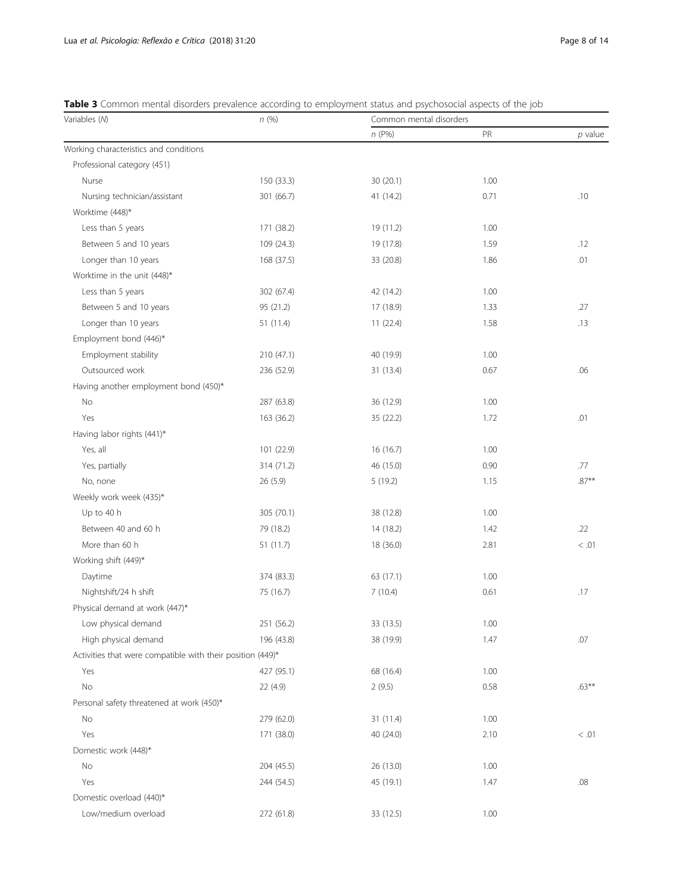**Table 3** Common mental disorders prevalence according to employment status and psychosocial aspects of the job

| Variables (*N*) | *n* (%) | Common mental disorders | | |
|---|---|---|---|---|
| | | *n* (P%) | PR | *p* value |
| Working characteristics and conditions | | | | |
| Professional category (451) | | | | |
| Nurse | 150 (33.3) | 30 (20.1) | 1.00 | |
| Nursing technician/assistant | 301 (66.7) | 41 (14.2) | 0.71 | .10 |
| Worktime (448)* | | | | |
| Less than 5 years | 171 (38.2) | 19 (11.2) | 1.00 | |
| Between 5 and 10 years | 109 (24.3) | 19 (17.8) | 1.59 | .12 |
| Longer than 10 years | 168 (37.5) | 33 (20.8) | 1.86 | .01 |
| Worktime in the unit (448)* | | | | |
| Less than 5 years | 302 (67.4) | 42 (14.2) | 1.00 | |
| Between 5 and 10 years | 95 (21.2) | 17 (18.9) | 1.33 | .27 |
| Longer than 10 years | 51 (11.4) | 11 (22.4) | 1.58 | .13 |
| Employment bond (446)* | | | | |
| Employment stability | 210 (47.1) | 40 (19.9) | 1.00 | |
| Outsourced work | 236 (52.9) | 31 (13.4) | 0.67 | .06 |
| Having another employment bond (450)* | | | | |
| No | 287 (63.8) | 36 (12.9) | 1.00 | |
| Yes | 163 (36.2) | 35 (22.2) | 1.72 | .01 |
| Having labor rights (441)* | | | | |
| Yes, all | 101 (22.9) | 16 (16.7) | 1.00 | |
| Yes, partially | 314 (71.2) | 46 (15.0) | 0.90 | .77 |
| No, none | 26 (5.9) | 5 (19.2) | 1.15 | .87** |
| Weekly work week (435)* | | | | |
| Up to 40 h | 305 (70.1) | 38 (12.8) | 1.00 | |
| Between 40 and 60 h | 79 (18.2) | 14 (18.2) | 1.42 | .22 |
| More than 60 h | 51 (11.7) | 18 (36.0) | 2.81 | < .01 |
| Working shift (449)* | | | | |
| Daytime | 374 (83.3) | 63 (17.1) | 1.00 | |
| Nightshift/24 h shift | 75 (16.7) | 7 (10.4) | 0.61 | .17 |
| Physical demand at work (447)* | | | | |
| Low physical demand | 251 (56.2) | 33 (13.5) | 1.00 | |
| High physical demand | 196 (43.8) | 38 (19.9) | 1.47 | .07 |
| Activities that were compatible with their position (449)* | | | | |
| Yes | 427 (95.1) | 68 (16.4) | 1.00 | |
| No | 22 (4.9) | 2 (9.5) | 0.58 | .63** |
| Personal safety threatened at work (450)* | | | | |
| No | 279 (62.0) | 31 (11.4) | 1.00 | |
| Yes | 171 (38.0) | 40 (24.0) | 2.10 | < .01 |
| Domestic work (448)* | | | | |
| No | 204 (45.5) | 26 (13.0) | 1.00 | |
| Yes | 244 (54.5) | 45 (19.1) | 1.47 | .08 |
| Domestic overload (440)* | | | | |
| Low/medium overload | 272 (61.8) | 33 (12.5) | 1.00 | |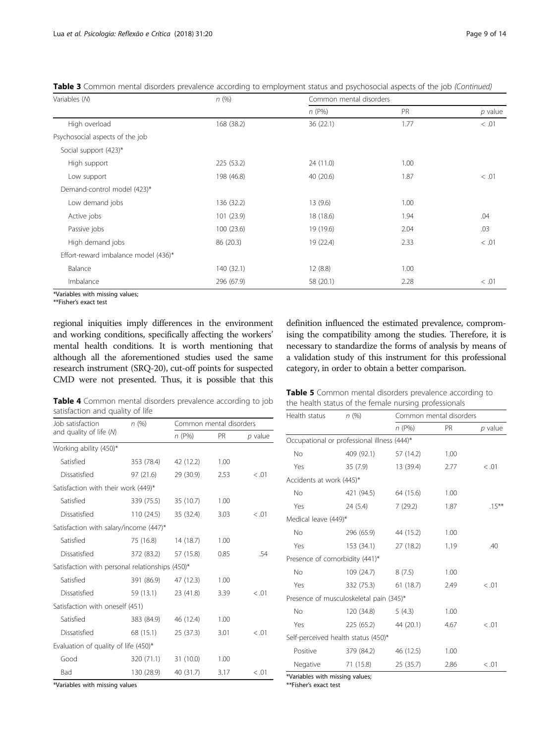**Table 3** Common mental disorders prevalence according to employment status and psychosocial aspects of the job *(Continued)*

| Variables (*N*) | *n* (%) | Common mental disorders | | |
|---|---|---|---|---|
| | | *n* (P%) | PR | *p* value |
| High overload | 168 (38.2) | 36 (22.1) | 1.77 | < .01 |
| Psychosocial aspects of the job | | | | |
| Social support (423)* | | | | |
| High support | 225 (53.2) | 24 (11.0) | 1.00 | |
| Low support | 198 (46.8) | 40 (20.6) | 1.87 | < .01 |
| Demand-control model (423)* | | | | |
| Low demand jobs | 136 (32.2) | 13 (9.6) | 1.00 | |
| Active jobs | 101 (23.9) | 18 (18.6) | 1.94 | .04 |
| Passive jobs | 100 (23.6) | 19 (19.6) | 2.04 | .03 |
| High demand jobs | 86 (20.3) | 19 (22.4) | 2.33 | < .01 |
| Effort-reward imbalance model (436)* | | | | |
| Balance | 140 (32.1) | 12 (8.8) | 1.00 | |
| Imbalance | 296 (67.9) | 58 (20.1) | 2.28 | < .01 |

*Variables with missing values;
**Fisher's exact test

regional iniquities imply differences in the environment and working conditions, specifically affecting the workers' mental health conditions. It is worth mentioning that although all the aforementioned studies used the same research instrument (SRQ-20), cut-off points for suspected CMD were not presented. Thus, it is possible that this definition influenced the estimated prevalence, compromising the compatibility among the studies. Therefore, it is necessary to standardize the forms of analysis by means of a validation study of this instrument for this professional category, in order to obtain a better comparison.

**Table 4** Common mental disorders prevalence according to job satisfaction and quality of life

| Job satisfaction and quality of life (*N*) | *n* (%) | Common mental disorders | | |
|---|---|---|---|---|
| | | *n* (P%) | PR | *p* value |
| Working ability (450)* | | | | |
| Satisfied | 353 (78.4) | 42 (12.2) | 1.00 | |
| Dissatisfied | 97 (21.6) | 29 (30.9) | 2.53 | < .01 |
| Satisfaction with their work (449)* | | | | |
| Satisfied | 339 (75.5) | 35 (10.7) | 1.00 | |
| Dissatisfied | 110 (24.5) | 35 (32.4) | 3.03 | < .01 |
| Satisfaction with salary/income (447)* | | | | |
| Satisfied | 75 (16.8) | 14 (18.7) | 1.00 | |
| Dissatisfied | 372 (83.2) | 57 (15.8) | 0.85 | .54 |
| Satisfaction with personal relationships (450)* | | | | |
| Satisfied | 391 (86.9) | 47 (12.3) | 1.00 | |
| Dissatisfied | 59 (13.1) | 23 (41.8) | 3.39 | < .01 |
| Satisfaction with oneself (451) | | | | |
| Satisfied | 383 (84.9) | 46 (12.4) | 1.00 | |
| Dissatisfied | 68 (15.1) | 25 (37.3) | 3.01 | < .01 |
| Evaluation of quality of life (450)* | | | | |
| Good | 320 (71.1) | 31 (10.0) | 1.00 | |
| Bad | 130 (28.9) | 40 (31.7) | 3.17 | < .01 |

*Variables with missing values

**Table 5** Common mental disorders prevalence according to the health status of the female nursing professionals

| Health status | *n* (%) | Common mental disorders | | |
|---|---|---|---|---|
| | | *n* (P%) | PR | *p* value |
| Occupational or professional illness (444)* | | | | |
| No | 409 (92.1) | 57 (14.2) | 1.00 | |
| Yes | 35 (7.9) | 13 (39.4) | 2.77 | < .01 |
| Accidents at work (445)* | | | | |
| No | 421 (94.5) | 64 (15.6) | 1.00 | |
| Yes | 24 (5.4) | 7 (29.2) | 1.87 | .15** |
| Medical leave (449)* | | | | |
| No | 296 (65.9) | 44 (15.2) | 1.00 | |
| Yes | 153 (34.1) | 27 (18.2) | 1.19 | .40 |
| Presence of comorbidity (441)* | | | | |
| No | 109 (24.7) | 8 (7.5) | 1.00 | |
| Yes | 332 (75.3) | 61 (18.7) | 2.49 | < .01 |
| Presence of musculoskeletal pain (345)* | | | | |
| No | 120 (34.8) | 5 (4.3) | 1.00 | |
| Yes | 225 (65.2) | 44 (20.1) | 4.67 | < .01 |
| Self-perceived health status (450)* | | | | |
| Positive | 379 (84.2) | 46 (12.5) | 1.00 | |
| Negative | 71 (15.8) | 25 (35.7) | 2.86 | < .01 |

*Variables with missing values;
**Fisher's exact test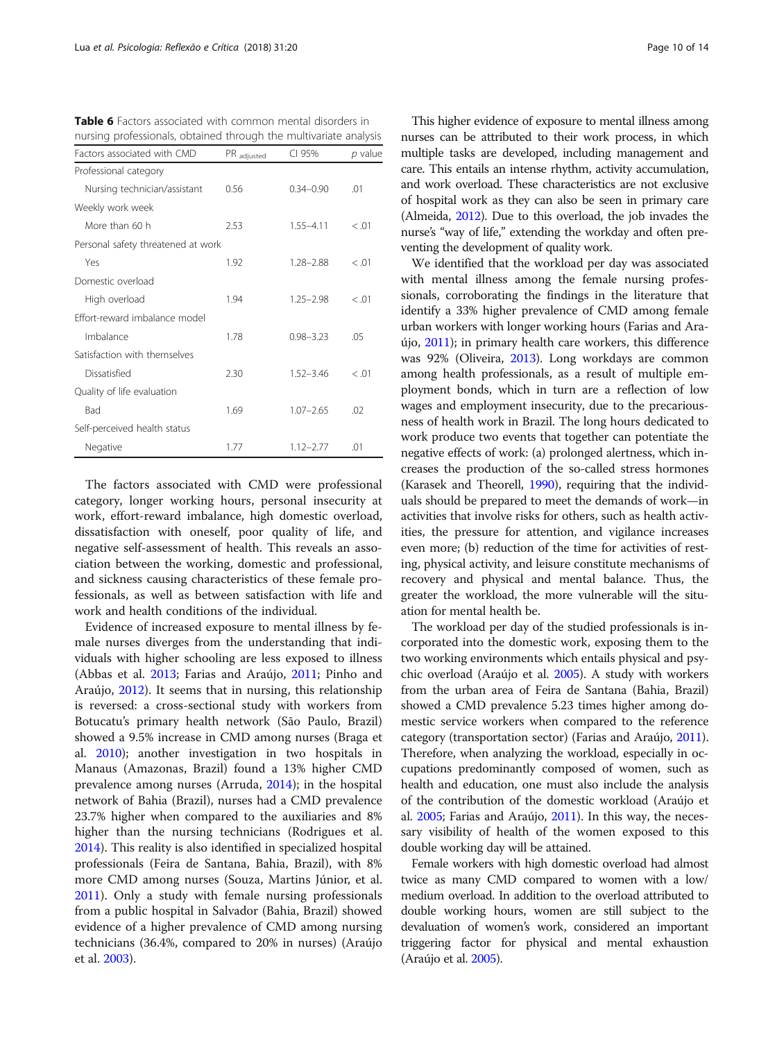**Table 6** Factors associated with common mental disorders in nursing professionals, obtained through the multivariate analysis

| Factors associated with CMD | $PR_{adjusted}$ | CI 95% | *p* value |
|---|---|---|---|
| Professional category | | | |
| Nursing technician/assistant | 0.56 | 0.34–0.90 | .01 |
| Weekly work week | | | |
| More than 60 h | 2.53 | 1.55–4.11 | < .01 |
| Personal safety threatened at work | | | |
| Yes | 1.92 | 1.28–2.88 | < .01 |
| Domestic overload | | | |
| High overload | 1.94 | 1.25–2.98 | < .01 |
| Effort-reward imbalance model | | | |
| Imbalance | 1.78 | 0.98–3.23 | .05 |
| Satisfaction with themselves | | | |
| Dissatisfied | 2.30 | 1.52–3.46 | < .01 |
| Quality of life evaluation | | | |
| Bad | 1.69 | 1.07–2.65 | .02 |
| Self-perceived health status | | | |
| Negative | 1.77 | 1.12–2.77 | .01 |

The factors associated with CMD were professional category, longer working hours, personal insecurity at work, effort-reward imbalance, high domestic overload, dissatisfaction with oneself, poor quality of life, and negative self-assessment of health. This reveals an association between the working, domestic and professional, and sickness causing characteristics of these female professionals, as well as between satisfaction with life and work and health conditions of the individual.

Evidence of increased exposure to mental illness by female nurses diverges from the understanding that individuals with higher schooling are less exposed to illness (Abbas et al. 2013; Farias and Araújo, 2011; Pinho and Araújo, 2012). It seems that in nursing, this relationship is reversed: a cross-sectional study with workers from Botucatu's primary health network (São Paulo, Brazil) showed a 9.5% increase in CMD among nurses (Braga et al. 2010); another investigation in two hospitals in Manaus (Amazonas, Brazil) found a 13% higher CMD prevalence among nurses (Arruda, 2014); in the hospital network of Bahia (Brazil), nurses had a CMD prevalence 23.7% higher when compared to the auxiliaries and 8% higher than the nursing technicians (Rodrigues et al. 2014). This reality is also identified in specialized hospital professionals (Feira de Santana, Bahia, Brazil), with 8% more CMD among nurses (Souza, Martins Júnior, et al. 2011). Only a study with female nursing professionals from a public hospital in Salvador (Bahia, Brazil) showed evidence of a higher prevalence of CMD among nursing technicians (36.4%, compared to 20% in nurses) (Araújo et al. 2003).

This higher evidence of exposure to mental illness among nurses can be attributed to their work process, in which multiple tasks are developed, including management and care. This entails an intense rhythm, activity accumulation, and work overload. These characteristics are not exclusive of hospital work as they can also be seen in primary care (Almeida, 2012). Due to this overload, the job invades the nurse's "way of life," extending the workday and often preventing the development of quality work.

We identified that the workload per day was associated with mental illness among the female nursing professionals, corroborating the findings in the literature that identify a 33% higher prevalence of CMD among female urban workers with longer working hours (Farias and Araújo, 2011); in primary health care workers, this difference was 92% (Oliveira, 2013). Long workdays are common among health professionals, as a result of multiple employment bonds, which in turn are a reflection of low wages and employment insecurity, due to the precariousness of health work in Brazil. The long hours dedicated to work produce two events that together can potentiate the negative effects of work: (a) prolonged alertness, which increases the production of the so-called stress hormones (Karasek and Theorell, 1990), requiring that the individuals should be prepared to meet the demands of work—in activities that involve risks for others, such as health activities, the pressure for attention, and vigilance increases even more; (b) reduction of the time for activities of resting, physical activity, and leisure constitute mechanisms of recovery and physical and mental balance. Thus, the greater the workload, the more vulnerable will the situation for mental health be.

The workload per day of the studied professionals is incorporated into the domestic work, exposing them to the two working environments which entails physical and psychic overload (Araújo et al. 2005). A study with workers from the urban area of Feira de Santana (Bahia, Brazil) showed a CMD prevalence 5.23 times higher among domestic service workers when compared to the reference category (transportation sector) (Farias and Araújo, 2011). Therefore, when analyzing the workload, especially in occupations predominantly composed of women, such as health and education, one must also include the analysis of the contribution of the domestic workload (Araújo et al. 2005; Farias and Araújo, 2011). In this way, the necessary visibility of health of the women exposed to this double working day will be attained.

Female workers with high domestic overload had almost twice as many CMD compared to women with a low/medium overload. In addition to the overload attributed to double working hours, women are still subject to the devaluation of women's work, considered an important triggering factor for physical and mental exhaustion (Araújo et al. 2005).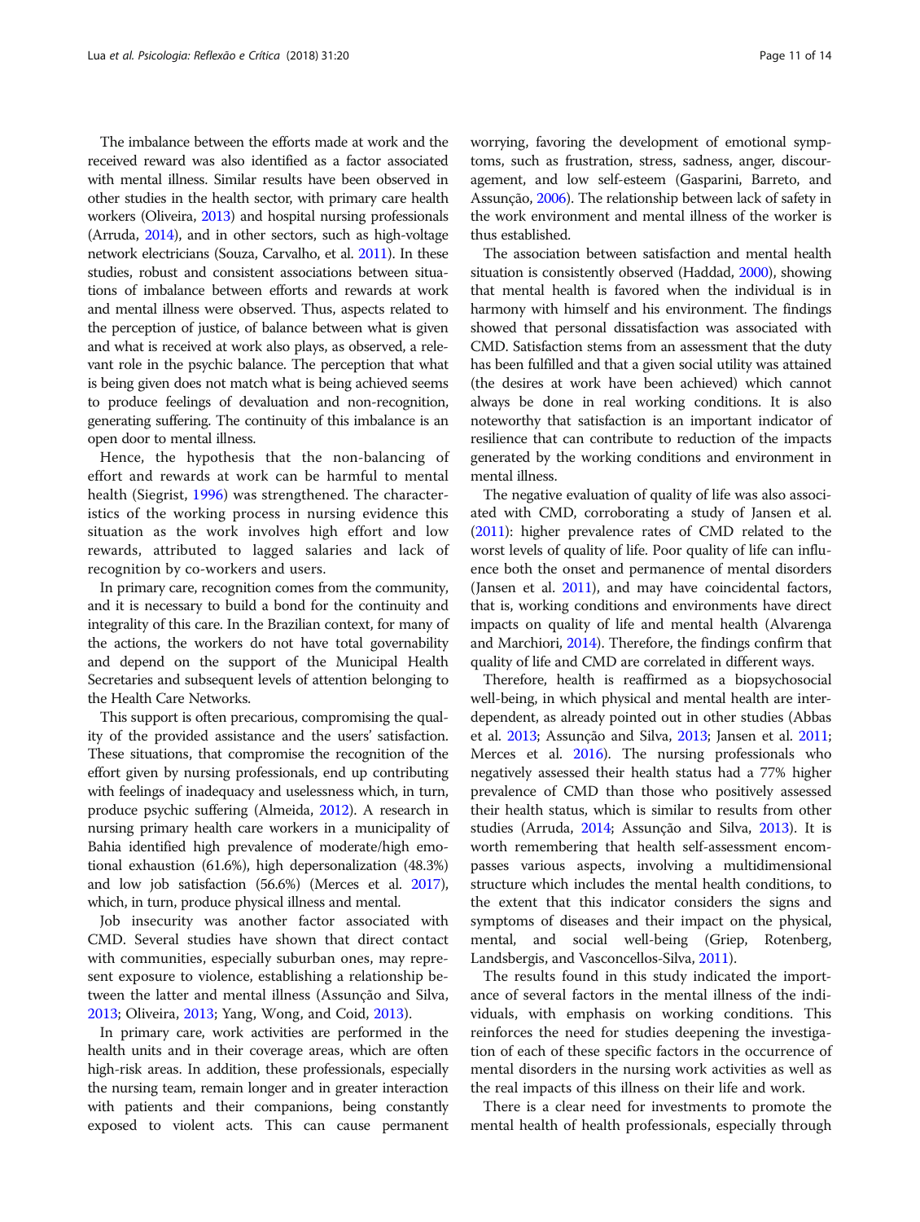The imbalance between the efforts made at work and the received reward was also identified as a factor associated with mental illness. Similar results have been observed in other studies in the health sector, with primary care health workers (Oliveira, 2013) and hospital nursing professionals (Arruda, 2014), and in other sectors, such as high-voltage network electricians (Souza, Carvalho, et al. 2011). In these studies, robust and consistent associations between situations of imbalance between efforts and rewards at work and mental illness were observed. Thus, aspects related to the perception of justice, of balance between what is given and what is received at work also plays, as observed, a relevant role in the psychic balance. The perception that what is being given does not match what is being achieved seems to produce feelings of devaluation and non-recognition, generating suffering. The continuity of this imbalance is an open door to mental illness.

Hence, the hypothesis that the non-balancing of effort and rewards at work can be harmful to mental health (Siegrist, 1996) was strengthened. The characteristics of the working process in nursing evidence this situation as the work involves high effort and low rewards, attributed to lagged salaries and lack of recognition by co-workers and users.

In primary care, recognition comes from the community, and it is necessary to build a bond for the continuity and integrality of this care. In the Brazilian context, for many of the actions, the workers do not have total governability and depend on the support of the Municipal Health Secretaries and subsequent levels of attention belonging to the Health Care Networks.

This support is often precarious, compromising the quality of the provided assistance and the users' satisfaction. These situations, that compromise the recognition of the effort given by nursing professionals, end up contributing with feelings of inadequacy and uselessness which, in turn, produce psychic suffering (Almeida, 2012). A research in nursing primary health care workers in a municipality of Bahia identified high prevalence of moderate/high emotional exhaustion (61.6%), high depersonalization (48.3%) and low job satisfaction (56.6%) (Merces et al. 2017), which, in turn, produce physical illness and mental.

Job insecurity was another factor associated with CMD. Several studies have shown that direct contact with communities, especially suburban ones, may represent exposure to violence, establishing a relationship between the latter and mental illness (Assunção and Silva, 2013; Oliveira, 2013; Yang, Wong, and Coid, 2013).

In primary care, work activities are performed in the health units and in their coverage areas, which are often high-risk areas. In addition, these professionals, especially the nursing team, remain longer and in greater interaction with patients and their companions, being constantly exposed to violent acts. This can cause permanent worrying, favoring the development of emotional symptoms, such as frustration, stress, sadness, anger, discouragement, and low self-esteem (Gasparini, Barreto, and Assunção, 2006). The relationship between lack of safety in the work environment and mental illness of the worker is thus established.

The association between satisfaction and mental health situation is consistently observed (Haddad, 2000), showing that mental health is favored when the individual is in harmony with himself and his environment. The findings showed that personal dissatisfaction was associated with CMD. Satisfaction stems from an assessment that the duty has been fulfilled and that a given social utility was attained (the desires at work have been achieved) which cannot always be done in real working conditions. It is also noteworthy that satisfaction is an important indicator of resilience that can contribute to reduction of the impacts generated by the working conditions and environment in mental illness.

The negative evaluation of quality of life was also associated with CMD, corroborating a study of Jansen et al. (2011): higher prevalence rates of CMD related to the worst levels of quality of life. Poor quality of life can influence both the onset and permanence of mental disorders (Jansen et al. 2011), and may have coincidental factors, that is, working conditions and environments have direct impacts on quality of life and mental health (Alvarenga and Marchiori, 2014). Therefore, the findings confirm that quality of life and CMD are correlated in different ways.

Therefore, health is reaffirmed as a biopsychosocial well-being, in which physical and mental health are interdependent, as already pointed out in other studies (Abbas et al. 2013; Assunção and Silva, 2013; Jansen et al. 2011; Merces et al. 2016). The nursing professionals who negatively assessed their health status had a 77% higher prevalence of CMD than those who positively assessed their health status, which is similar to results from other studies (Arruda, 2014; Assunção and Silva, 2013). It is worth remembering that health self-assessment encompasses various aspects, involving a multidimensional structure which includes the mental health conditions, to the extent that this indicator considers the signs and symptoms of diseases and their impact on the physical, mental, and social well-being (Griep, Rotenberg, Landsbergis, and Vasconcellos-Silva, 2011).

The results found in this study indicated the importance of several factors in the mental illness of the individuals, with emphasis on working conditions. This reinforces the need for studies deepening the investigation of each of these specific factors in the occurrence of mental disorders in the nursing work activities as well as the real impacts of this illness on their life and work.

There is a clear need for investments to promote the mental health of health professionals, especially through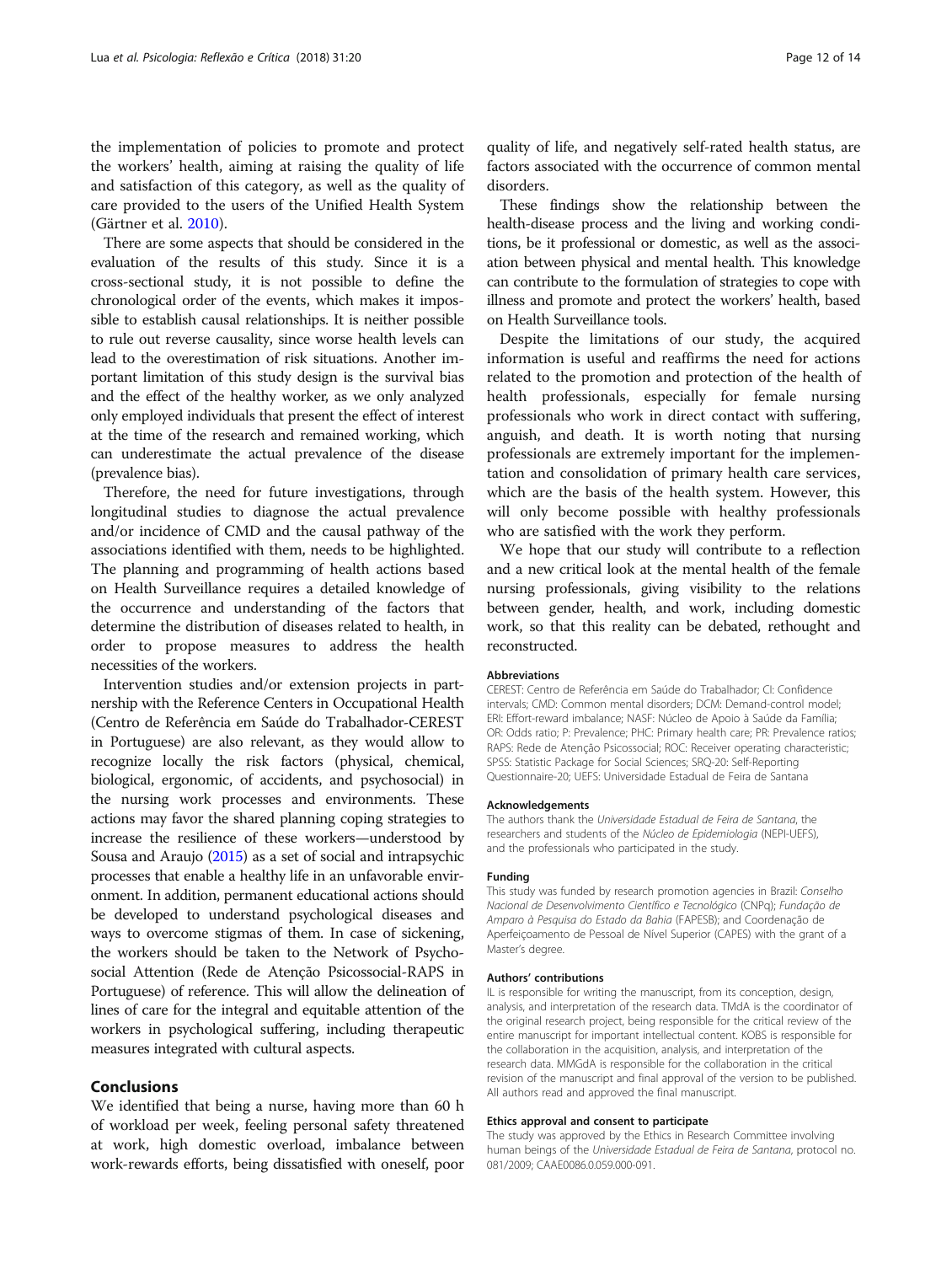the implementation of policies to promote and protect the workers' health, aiming at raising the quality of life and satisfaction of this category, as well as the quality of care provided to the users of the Unified Health System (Gärtner et al. 2010).

There are some aspects that should be considered in the evaluation of the results of this study. Since it is a cross-sectional study, it is not possible to define the chronological order of the events, which makes it impossible to establish causal relationships. It is neither possible to rule out reverse causality, since worse health levels can lead to the overestimation of risk situations. Another important limitation of this study design is the survival bias and the effect of the healthy worker, as we only analyzed only employed individuals that present the effect of interest at the time of the research and remained working, which can underestimate the actual prevalence of the disease (prevalence bias).

Therefore, the need for future investigations, through longitudinal studies to diagnose the actual prevalence and/or incidence of CMD and the causal pathway of the associations identified with them, needs to be highlighted. The planning and programming of health actions based on Health Surveillance requires a detailed knowledge of the occurrence and understanding of the factors that determine the distribution of diseases related to health, in order to propose measures to address the health necessities of the workers.

Intervention studies and/or extension projects in partnership with the Reference Centers in Occupational Health (Centro de Referência em Saúde do Trabalhador-CEREST in Portuguese) are also relevant, as they would allow to recognize locally the risk factors (physical, chemical, biological, ergonomic, of accidents, and psychosocial) in the nursing work processes and environments. These actions may favor the shared planning coping strategies to increase the resilience of these workers—understood by Sousa and Araujo (2015) as a set of social and intrapsychic processes that enable a healthy life in an unfavorable environment. In addition, permanent educational actions should be developed to understand psychological diseases and ways to overcome stigmas of them. In case of sickening, the workers should be taken to the Network of Psychosocial Attention (Rede de Atenção Psicossocial-RAPS in Portuguese) of reference. This will allow the delineation of lines of care for the integral and equitable attention of the workers in psychological suffering, including therapeutic measures integrated with cultural aspects.

## Conclusions

We identified that being a nurse, having more than 60 h of workload per week, feeling personal safety threatened at work, high domestic overload, imbalance between work-rewards efforts, being dissatisfied with oneself, poor quality of life, and negatively self-rated health status, are factors associated with the occurrence of common mental disorders.

These findings show the relationship between the health-disease process and the living and working conditions, be it professional or domestic, as well as the association between physical and mental health. This knowledge can contribute to the formulation of strategies to cope with illness and promote and protect the workers' health, based on Health Surveillance tools.

Despite the limitations of our study, the acquired information is useful and reaffirms the need for actions related to the promotion and protection of the health of health professionals, especially for female nursing professionals who work in direct contact with suffering, anguish, and death. It is worth noting that nursing professionals are extremely important for the implementation and consolidation of primary health care services, which are the basis of the health system. However, this will only become possible with healthy professionals who are satisfied with the work they perform.

We hope that our study will contribute to a reflection and a new critical look at the mental health of the female nursing professionals, giving visibility to the relations between gender, health, and work, including domestic work, so that this reality can be debated, rethought and reconstructed.

#### Abbreviations

CEREST: Centro de Referência em Saúde do Trabalhador; CI: Confidence intervals; CMD: Common mental disorders; DCM: Demand-control model; ERI: Effort-reward imbalance; NASF: Núcleo de Apoio à Saúde da Família; OR: Odds ratio; P: Prevalence; PHC: Primary health care; PR: Prevalence ratios; RAPS: Rede de Atenção Psicossocial; ROC: Receiver operating characteristic; SPSS: Statistic Package for Social Sciences; SRQ-20: Self-Reporting Questionnaire-20; UEFS: Universidade Estadual de Feira de Santana

#### Acknowledgements

The authors thank the *Universidade Estadual de Feira de Santana*, the researchers and students of the *Núcleo de Epidemiologia* (NEPI-UEFS), and the professionals who participated in the study.

#### Funding

This study was funded by research promotion agencies in Brazil: *Conselho Nacional de Desenvolvimento Científico e Tecnológico* (CNPq); *Fundação de Amparo à Pesquisa do Estado da Bahia* (FAPESB); and Coordenação de Aperfeiçoamento de Pessoal de Nível Superior (CAPES) with the grant of a Master's degree.

#### Authors' contributions

IL is responsible for writing the manuscript, from its conception, design, analysis, and interpretation of the research data. TMdA is the coordinator of the original research project, being responsible for the critical review of the entire manuscript for important intellectual content. KOBS is responsible for the collaboration in the acquisition, analysis, and interpretation of the research data. MMGdA is responsible for the collaboration in the critical revision of the manuscript and final approval of the version to be published. All authors read and approved the final manuscript.

#### Ethics approval and consent to participate

The study was approved by the Ethics in Research Committee involving human beings of the *Universidade Estadual de Feira de Santana*, protocol no. 081/2009; CAAE0086.0.059.000-091.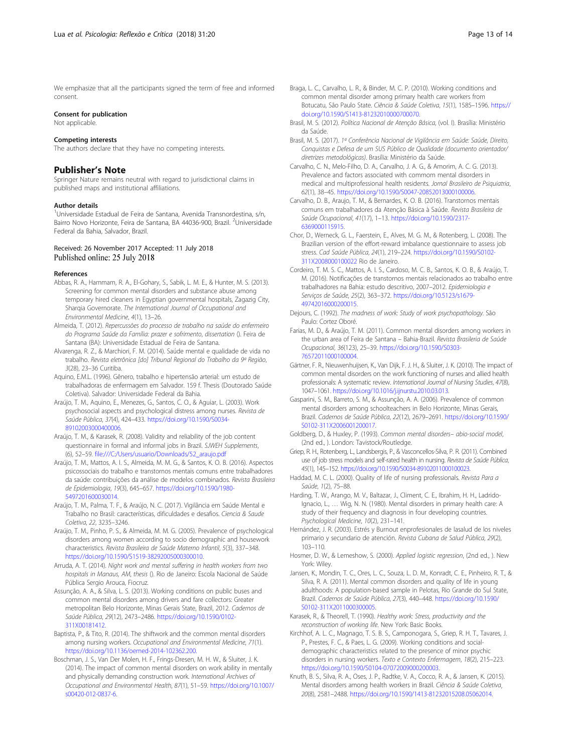We emphasize that all the participants signed the term of free and informed consent.

### Consent for publication

Not applicable.

### Competing interests

The authors declare that they have no competing interests.

## Publisher's Note

Springer Nature remains neutral with regard to jurisdictional claims in published maps and institutional affiliations.

### Author details

[1]Universidade Estadual de Feira de Santana, Avenida Transnordestina, s/n, Bairro Novo Horizonte, Feira de Santana, BA 44036-900, Brazil. [2]Universidade Federal da Bahia, Salvador, Brazil.

Received: 26 November 2017 Accepted: 11 July 2018
Published online: 25 July 2018

### References

Abbas, R. A., Hammam, R. A., El-Gohary, S., Sabik, L. M. E., & Hunter, M. S. (2013). Screening for common mental disorders and substance abuse among temporary hired cleaners in Egyptian governmental hospitals, Zagazig City, Sharqia Governorate. *The International Journal of Occupational and Environmental Medicine*, *4*(1), 13–26.

Almeida, T. (2012). *Repercussões do processo de trabalho na saúde do enfermeiro do Programa Saúde da Família: prazer e sofrimento*, *dissertation* (). Feira de Santana (BA): Universidade Estadual de Feira de Santana.

Alvarenga, R. Z., & Marchiori, F. M. (2014). Saúde mental e qualidade de vida no trabalho. *Revista eletrônica [do] Tribunal Regional do Trabalho da 9ª Região*, *3*(28), 23–36 Curitiba.

Aquino, E.M.L. (1996). Gênero, trabalho e hipertensão arterial: um estudo de trabalhadoras de enfermagem em Salvador. 159 f. Thesis (Doutorado Saúde Coletiva). Salvador: Universidade Federal da Bahia.

Araújo, T. M., Aquino, E., Menezes, G., Santos, C. O., & Aguiar, L. (2003). Work psychosocial aspects and psychological distress among nurses. *Revista de Saúde Pública*, *37*(4), 424–433. https://doi.org/10.1590/S0034-89102003000400006.

Araújo, T. M., & Karasek, R. (2008). Validity and reliability of the job content questionnaire in formal and informal jobs in Brazil. *SJWEH Supplements*, (6), 52–59. file:///C:/Users/usuario/Downloads/52_araujo.pdf

Araújo, T. M., Mattos, A. I. S., Almeida, M. M. G., & Santos, K. O. B. (2016). Aspectos psicossociais do trabalho e transtornos mentais comuns entre trabalhadores da saúde: contribuições da análise de modelos combinados. *Revista Brasileira de Epidemiologia*, *19*(3), 645–657. https://doi.org/10.1590/1980-5497201600030014.

Araújo, T. M., Palma, T. F., & Araújo, N. C. (2017). Vigilância em Saúde Mental e Trabalho no Brasil: características, dificuldades e desafios. *Ciencia & Saude Coletiva*, *22*, 3235–3246.

Araújo, T. M., Pinho, P. S., & Almeida, M. M. G. (2005). Prevalence of psychological disorders among women according to socio demographic and housework characteristics. *Revista Brasileira de Saúde Materno Infantil*, *5*(3), 337–348. https://doi.org/10.1590/S1519-38292005000300010.

Arruda, A. T. (2014). *Night work and mental suffering in health workers from two hospitals in Manaus, AM*, *thesis* (). Rio de Janeiro: Escola Nacional de Saúde Pública Sergio Arouca, Fiocruz.

Assunção, A. A., & Silva, L. S. (2013). Working conditions on public buses and common mental disorders among drivers and fare collectors: Greater metropolitan Belo Horizonte, Minas Gerais State, Brazil, 2012. *Cadernos de Saúde Pública*, *29*(12), 2473–2486. https://doi.org/10.1590/0102-311X00181412.

Baptista, P., & Tito, R. (2014). The shiftwork and the common mental disorders among nursing workers. *Occupational and Environmental Medicine*, *71*(1). https://doi.org/10.1136/oemed-2014-102362.200.

Boschman, J. S., Van Der Molen, H. F., Frings-Dresen, M. H. W., & Sluiter, J. K. (2014). The impact of common mental disorders on work ability in mentally and physically demanding construction work. *International Archives of Occupational and Environmental Health*, *87*(1), 51–59. https://doi.org/10.1007/s00420-012-0837-6.

Braga, L. C., Carvalho, L. R., & Binder, M. C. P. (2010). Working conditions and common mental disorder among primary health care workers from Botucatu, São Paulo State. *Ciência & Saúde Coletiva*, *15*(1), 1585–1596. https://doi.org/10.1590/S1413-81232010000700070.

Brasil, M. S. (2012). *Política Nacional de Atenção Básica*, (vol. I). Brasília: Ministério da Saúde.

Brasil, M. S. (2017). *1ª Conferência Nacional de Vigilância em Saúde: Saúde, Direito, Conquistas e Defesa de um SUS Público de Qualidade (documento orientador/diretrizes metodológicas)*. Brasília: Ministério da Saúde.

Carvalho, C. N., Melo-Filho, D. A., Carvalho, J. A. G., & Amorim, A. C. G. (2013). Prevalence and factors associated with commom mental disorders in medical and multiprofessional health residents. *Jornal Brasileiro de Psiquiatria*, *62*(1), 38–45. https://doi.org/10.1590/S0047-20852013000100006.

Carvalho, D. B., Araujo, T. M., & Bernardes, K. O. B. (2016). Transtornos mentais comuns em trabalhadores da Atenção Básica à Saúde. *Revista Brasileira de Saúde Ocupacional*, *41*(17), 1–13. https://doi.org/10.1590/2317-6369000115915.

Chor, D., Werneck, G. L., Faerstein, E., Alves, M. G. M., & Rotenberg, L. (2008). The Brazilian version of the effort-reward imbalance questionnaire to assess job stress. *Cad Saúde Pública*, *24*(1), 219–224. https://doi.org/10.1590/S0102-311X2008000100022 Rio de Janeiro.

Cordeiro, T. M. S. C., Mattos, A. I. S., Cardoso, M. C. B., Santos, K. O. B., & Araújo, T. M. (2016). Notificações de transtornos mentais relacionados ao trabalho entre trabalhadores na Bahia: estudo descritivo, 2007–2012. *Epidemiologia e Serviços de Saúde*, *25*(2), 363–372. https://doi.org/10.5123/s1679-49742016000200015.

Dejours, C. (1992). *The madness of work: Study of work psychopathology*. São Paulo: Cortez Oboré.

Farias, M. D., & Araújo, T. M. (2011). Common mental disorders among workers in the urban area of Feira de Santana – Bahia-Brazil. *Revista Brasileira de Saúde Ocupacional*, *36*(123), 25–39. https://doi.org/10.1590/S0303-76572011000100004.

Gärtner, F. R., Nieuwenhuijsen, K., Van Dijk, F. J. H., & Sluiter, J. K. (2010). The impact of common mental disorders on the work functioning of nurses and allied health professionals: A systematic review. *International Journal of Nursing Studies*, *47*(8), 1047–1061. https://doi.org/10.1016/j.ijnurstu.2010.03.013.

Gasparini, S. M., Barreto, S. M., & Assunção, A. A. (2006). Prevalence of common mental disorders among schoolteachers in Belo Horizonte, Minas Gerais, Brazil. *Cadernos de Saúde Pública*, *22*(12), 2679–2691. https://doi.org/10.1590/S0102-311X2006001200017.

Goldberg, D., & Huxley, P. (1993). *Common mental disorders– abio-social model*, (2nd ed., ). London: Tavistock/Routledge.

Griep, R. H., Rotenberg, L., Landsbergis, P., & Vasconcellos-Silva, P. R. (2011). Combined use of job stress models and self-rated health in nursing. *Revista de Saúde Pública*, *45*(1), 145–152. https://doi.org/10.1590/S0034-89102011000100023.

Haddad, M. C. L. (2000). Quality of life of nursing professionals. *Revista Para a Saúde*, *1*(2), 75–88.

Harding, T. W., Arango, M. V., Baltazar, J., Climent, C. E., Ibrahim, H. H., Ladrido-Ignacio, L., … Wig, N. N. (1980). Mental disorders in primary health care: A study of their frequency and diagnosis in four developing countries. *Psychological Medicine*, *10*(2), 231–141.

Hernández, J. R. (2003). Estrés y Burnout enprofesionales de lasalud de los niveles primario y secundario de atención. *Revista Cubana de Salud Pública*, *29*(2), 103–110.

Hosmer, D. W., & Lemeshow, S. (2000). *Applied logistic regression*, (2nd ed., ). New York: Wiley.

Jansen, K., Mondin, T. C., Ores, L. C., Souza, L. D. M., Konradt, C. E., Pinheiro, R. T., & Silva, R. A. (2011). Mental common disorders and quality of life in young adulthoods: A population-based sample in Pelotas, Rio Grande do Sul State, Brazil. *Cadernos de Saúde Pública*, *27*(3), 440–448. https://doi.org/10.1590/S0102-311X2011000300005.

Karasek, R., & Theorell, T. (1990). *Healthy work: Stress, productivity and the reconstruction of working life*. New York: Basic Books.

Kirchhof, A. L. C., Magnago, T. S. B. S., Camponogara, S., Griep, R. H. T., Tavares, J. P., Prestes, F. C., & Paes, L. G. (2009). Working conditions and social-demographic characteristics related to the presence of minor psychic disorders in nursing workers. *Texto e Contexto Enfermagem*, *18*(2), 215–223. https://doi.org/10.1590/S0104-07072009000200003.

Knuth, B. S., Silva, R. A., Oses, J. P., Radtke, V. A., Cocco, R. A., & Jansen, K. (2015). Mental disorders among health workers in Brazil. *Ciência & Saúde Coletiva*, *20*(8), 2581–2488. https://doi.org/10.1590/1413-81232015208.05062014.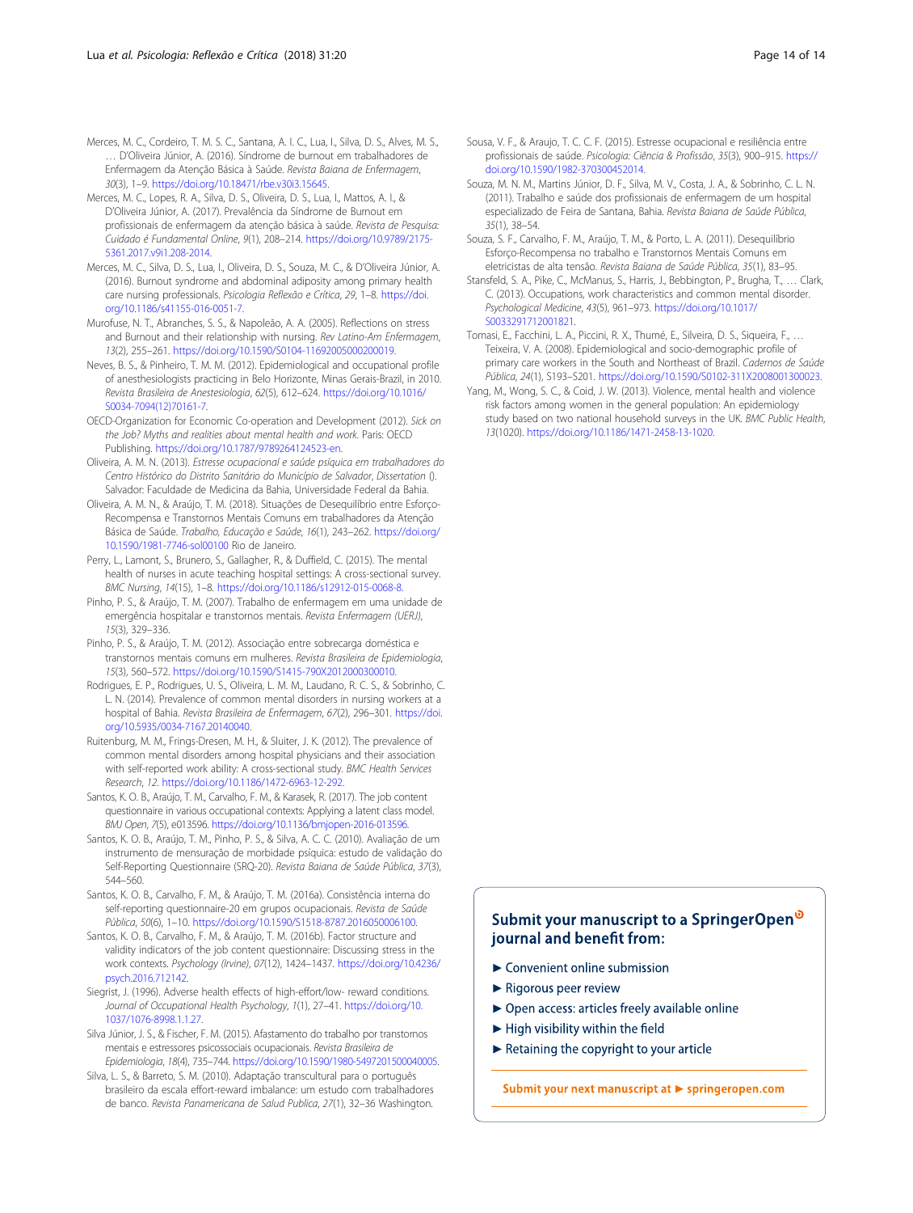Merces, M. C., Cordeiro, T. M. S. C., Santana, A. I. C., Lua, I., Silva, D. S., Alves, M. S., … D'Oliveira Júnior, A. (2016). Síndrome de burnout em trabalhadores de Enfermagem da Atenção Básica à Saúde. *Revista Baiana de Enfermagem*, *30*(3), 1–9. https://doi.org/10.18471/rbe.v30i3.15645.

Merces, M. C., Lopes, R. A., Silva, D. S., Oliveira, D. S., Lua, I., Mattos, A. I., & D'Oliveira Júnior, A. (2017). Prevalência da Síndrome de Burnout em profissionais de enfermagem da atenção básica à saúde. *Revista de Pesquisa: Cuidado é Fundamental Online*, *9*(1), 208–214. https://doi.org/10.9789/2175-5361.2017.v9i1.208-2014.

Merces, M. C., Silva, D. S., Lua, I., Oliveira, D. S., Souza, M. C., & D'Oliveira Júnior, A. (2016). Burnout syndrome and abdominal adiposity among primary health care nursing professionals. *Psicologia Reflexão e Crítica*, *29*, 1–8. https://doi.org/10.1186/s41155-016-0051-7.

Murofuse, N. T., Abranches, S. S., & Napoleão, A. A. (2005). Reflections on stress and Burnout and their relationship with nursing. *Rev Latino-Am Enfermagem*, *13*(2), 255–261. https://doi.org/10.1590/S0104-11692005000200019.

Neves, B. S., & Pinheiro, T. M. M. (2012). Epidemiological and occupational profile of anesthesiologists practicing in Belo Horizonte, Minas Gerais-Brazil, in 2010. *Revista Brasileira de Anestesiologia*, *62*(5), 612–624. https://doi.org/10.1016/S0034-7094(12)70161-7.

OECD-Organization for Economic Co-operation and Development (2012). *Sick on the Job? Myths and realities about mental health and work*. Paris: OECD Publishing. https://doi.org/10.1787/9789264124523-en.

Oliveira, A. M. N. (2013). *Estresse ocupacional e saúde psíquica em trabalhadores do Centro Histórico do Distrito Sanitário do Município de Salvador, Dissertation* (). Salvador: Faculdade de Medicina da Bahia, Universidade Federal da Bahia.

Oliveira, A. M. N., & Araújo, T. M. (2018). Situações de Desequilíbrio entre Esforço-Recompensa e Transtornos Mentais Comuns em trabalhadores da Atenção Básica de Saúde. *Trabalho, Educação e Saúde*, *16*(1), 243–262. https://doi.org/10.1590/1981-7746-sol00100 Rio de Janeiro.

Perry, L., Lamont, S., Brunero, S., Gallagher, R., & Duffield, C. (2015). The mental health of nurses in acute teaching hospital settings: A cross-sectional survey. *BMC Nursing*, *14*(15), 1–8. https://doi.org/10.1186/s12912-015-0068-8.

Pinho, P. S., & Araújo, T. M. (2007). Trabalho de enfermagem em uma unidade de emergência hospitalar e transtornos mentais. *Revista Enfermagem (UERJ)*, *15*(3), 329–336.

Pinho, P. S., & Araújo, T. M. (2012). Associação entre sobrecarga doméstica e transtornos mentais comuns em mulheres. *Revista Brasileira de Epidemiologia*, *15*(3), 560–572. https://doi.org/10.1590/S1415-790X2012000300010.

Rodrigues, E. P., Rodrigues, U. S., Oliveira, L. M. M., Laudano, R. C. S., & Sobrinho, C. L. N. (2014). Prevalence of common mental disorders in nursing workers at a hospital of Bahia. *Revista Brasileira de Enfermagem*, *67*(2), 296–301. https://doi.org/10.5935/0034-7167.20140040.

Ruitenburg, M. M., Frings-Dresen, M. H., & Sluiter, J. K. (2012). The prevalence of common mental disorders among hospital physicians and their association with self-reported work ability: A cross-sectional study. *BMC Health Services Research*, *12*. https://doi.org/10.1186/1472-6963-12-292.

Santos, K. O. B., Araújo, T. M., Carvalho, F. M., & Karasek, R. (2017). The job content questionnaire in various occupational contexts: Applying a latent class model. *BMJ Open*, *7*(5), e013596. https://doi.org/10.1136/bmjopen-2016-013596.

Santos, K. O. B., Araújo, T. M., Pinho, P. S., & Silva, A. C. C. (2010). Avaliação de um instrumento de mensuração de morbidade psíquica: estudo de validação do Self-Reporting Questionnaire (SRQ-20). *Revista Baiana de Saúde Pública*, *37*(3), 544–560.

Santos, K. O. B., Carvalho, F. M., & Araújo, T. M. (2016a). Consistência interna do self-reporting questionnaire-20 em grupos ocupacionais. *Revista de Saúde Pública*, *50*(6), 1–10. https://doi.org/10.1590/S1518-8787.2016050006100.

Santos, K. O. B., Carvalho, F. M., & Araújo, T. M. (2016b). Factor structure and validity indicators of the job content questionnaire: Discussing stress in the work contexts. *Psychology (Irvine)*, *07*(12), 1424–1437. https://doi.org/10.4236/psych.2016.712142.

Siegrist, J. (1996). Adverse health effects of high-effort/low- reward conditions. *Journal of Occupational Health Psychology*, *1*(1), 27–41. https://doi.org/10.1037/1076-8998.1.1.27.

Silva Júnior, J. S., & Fischer, F. M. (2015). Afastamento do trabalho por transtornos mentais e estressores psicossociais ocupacionais. *Revista Brasileira de Epidemiologia*, *18*(4), 735–744. https://doi.org/10.1590/1980-5497201500040005.

Silva, L. S., & Barreto, S. M. (2010). Adaptação transcultural para o português brasileiro da escala effort-reward imbalance: um estudo com trabalhadores de banco. *Revista Panamericana de Salud Publica*, *27*(1), 32–36 Washington.

Sousa, V. F., & Araujo, T. C. C. F. (2015). Estresse ocupacional e resiliência entre profissionais de saúde. *Psicologia: Ciência & Profissão*, *35*(3), 900–915. https://doi.org/10.1590/1982-370300452014.

Souza, M. N. M., Martins Júnior, D. F., Silva, M. V., Costa, J. A., & Sobrinho, C. L. N. (2011). Trabalho e saúde dos profissionais de enfermagem de um hospital especializado de Feira de Santana, Bahia. *Revista Baiana de Saúde Pública*, *35*(1), 38–54.

Souza, S. F., Carvalho, F. M., Araújo, T. M., & Porto, L. A. (2011). Desequilíbrio Esforço-Recompensa no trabalho e Transtornos Mentais Comuns em eletricistas de alta tensão. *Revista Baiana de Saúde Pública*, *35*(1), 83–95.

Stansfeld, S. A., Pike, C., McManus, S., Harris, J., Bebbington, P., Brugha, T., … Clark, C. (2013). Occupations, work characteristics and common mental disorder. *Psychological Medicine*, *43*(5), 961–973. https://doi.org/10.1017/S0033291712001821.

Tomasi, E., Facchini, L. A., Piccini, R. X., Thumé, E., Silveira, D. S., Siqueira, F., … Teixeira, V. A. (2008). Epidemiological and socio-demographic profile of primary care workers in the South and Northeast of Brazil. *Cadernos de Saúde Pública*, *24*(1), S193–S201. https://doi.org/10.1590/S0102-311X2008001300023.

Yang, M., Wong, S. C., & Coid, J. W. (2013). Violence, mental health and violence risk factors among women in the general population: An epidemiology study based on two national household surveys in the UK. *BMC Public Health*, *13*(1020). https://doi.org/10.1186/1471-2458-13-1020.

**Submit your manuscript to a SpringerOpen journal and benefit from:**

- ► Convenient online submission
- ► Rigorous peer review
- ► Open access: articles freely available online
- ► High visibility within the field
- ► Retaining the copyright to your article

**Submit your next manuscript at ► springeropen.com**